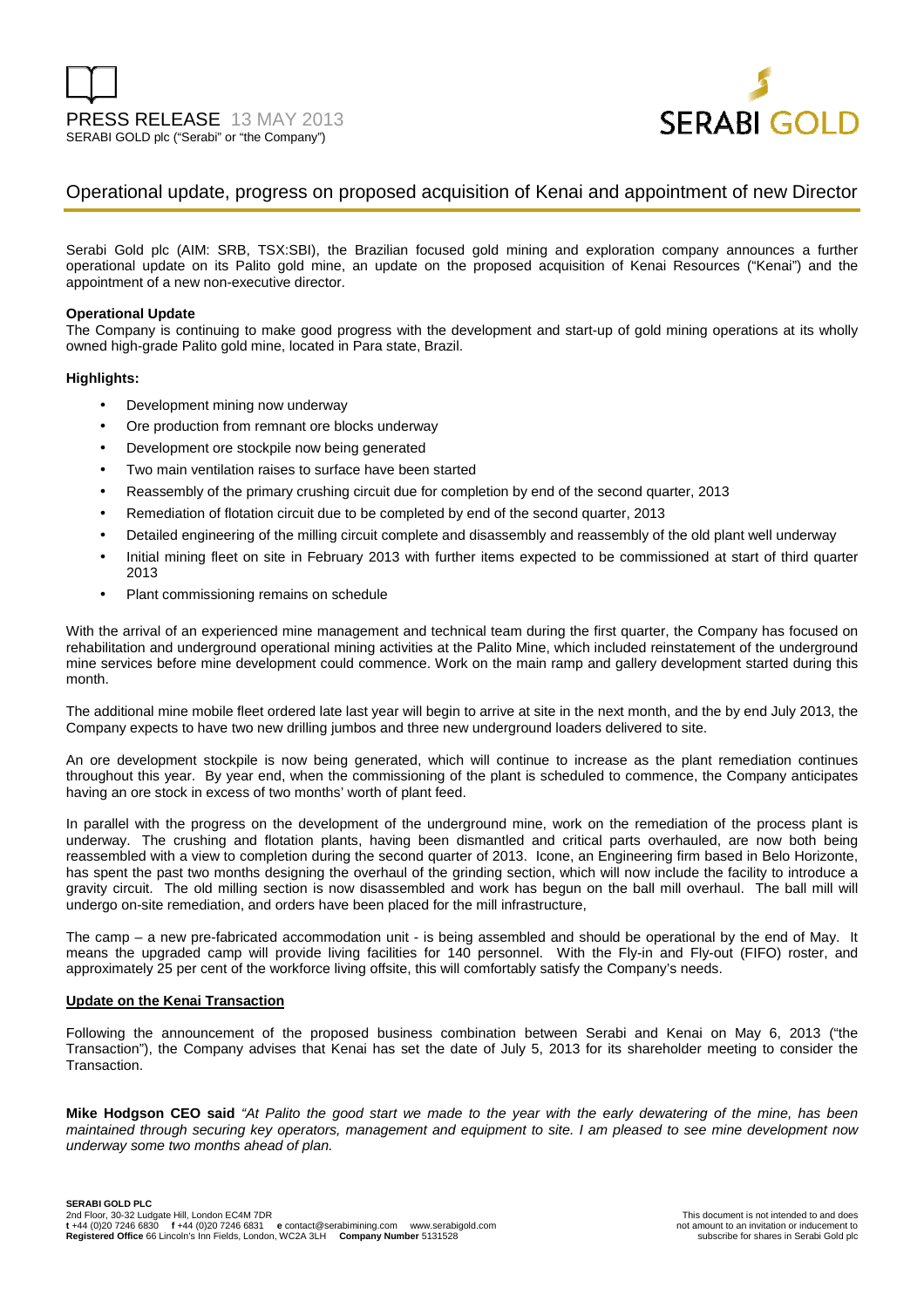PRESS RELEASE 13 MAY 2013

SERABI GOLD plc ("Serabi" or "the Company")

SERABI GOLD

# Operational update, progress on proposed acquisition of Kenai and appointment of new Director

Serabi Gold plc (AIM: SRB, TSX:SBI), the Brazilian focused gold mining and exploration company announces a further operational update on its Palito gold mine, an update on the proposed acquisition of Kenai Resources ("Kenai") and the appointment of a new non-executive director.

**Operational Update**

The Company is continuing to make good progress with the development and start-up of gold mining operations at its wholly owned high-grade Palito gold mine, located in Para state, Brazil.

**Highlights:**

- Development mining now underway
- Ore production from remnant ore blocks underway
- Development ore stockpile now being generated
- Two main ventilation raises to surface have been started
- Reassembly of the primary crushing circuit due for completion by end of the second quarter, 2013
- Remediation of flotation circuit due to be completed by end of the second quarter, 2013
- Detailed engineering of the milling circuit complete and disassembly and reassembly of the old plant well underway
- Initial mining fleet on site in February 2013 with further items expected to be commissioned at start of third quarter 2013
- Plant commissioning remains on schedule

With the arrival of an experienced mine management and technical team during the first quarter, the Company has focused on rehabilitation and underground operational mining activities at the Palito Mine, which included reinstatement of the underground mine services before mine development could commence. Work on the main ramp and gallery development started during this month.

The additional mine mobile fleet ordered late last year will begin to arrive at site in the next month, and the by end July 2013, the Company expects to have two new drilling jumbos and three new underground loaders delivered to site.

An ore development stockpile is now being generated, which will continue to increase as the plant remediation continues throughout this year. By year end, when the commissioning of the plant is scheduled to commence, the Company anticipates having an ore stock in excess of two months' worth of plant feed.

In parallel with the progress on the development of the underground mine, work on the remediation of the process plant is underway. The crushing and flotation plants, having been dismantled and critical parts overhauled, are now both being reassembled with a view to completion during the second quarter of 2013. Icone, an Engineering firm based in Belo Horizonte, has spent the past two months designing the overhaul of the grinding section, which will now include the facility to introduce a gravity circuit. The old milling section is now disassembled and work has begun on the ball mill overhaul. The ball mill will undergo on-site remediation, and orders have been placed for the mill infrastructure,

The camp – a new pre-fabricated accommodation unit - is being assembled and should be operational by the end of May. It means the upgraded camp will provide living facilities for 140 personnel. With the Fly-in and Fly-out (FIFO) roster, and approximately 25 per cent of the workforce living offsite, this will comfortably satisfy the Company's needs.

**Update on the Kenai Transaction**

Following the announcement of the proposed business combination between Serabi and Kenai on May 6, 2013 ("the Transaction"), the Company advises that Kenai has set the date of July 5, 2013 for its shareholder meeting to consider the Transaction.

**Mike Hodgson CEO said** *"At Palito the good start we made to the year with the early dewatering of the mine, has been maintained through securing key operators, management and equipment to site. I am pleased to see mine development now underway some two months ahead of plan.*

**SERABI GOLD PLC**
2nd Floor, 30-32 Ludgate Hill, London EC4M 7DR
**t** +44 (0)20 7246 6830 **f** +44 (0)20 7246 6831 **e** contact@serabimining.com www.serabigold.com
**Registered Office** 66 Lincoln's Inn Fields, London, WC2A 3LH **Company Number** 5131528

This document is not intended to and does not amount to an invitation or inducement to subscribe for shares in Serabi Gold plc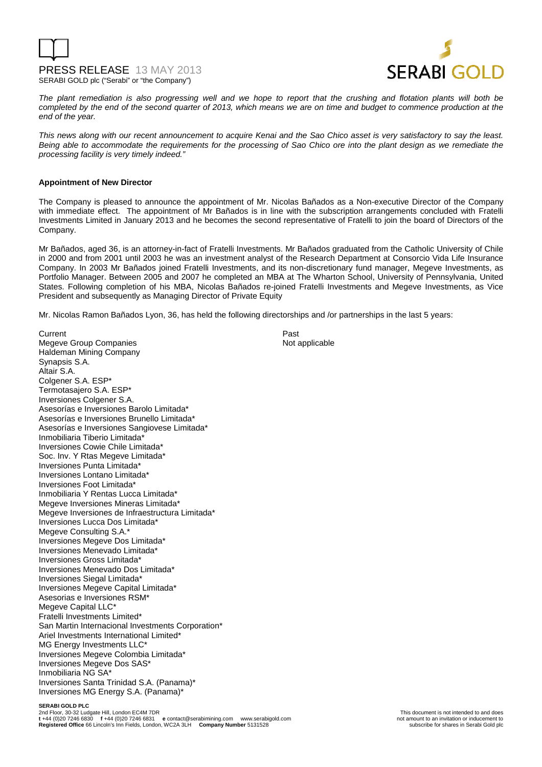*The plant remediation is also progressing well and we hope to report that the crushing and flotation plants will both be completed by the end of the second quarter of 2013, which means we are on time and budget to commence production at the end of the year.*

*This news along with our recent announcement to acquire Kenai and the Sao Chico asset is very satisfactory to say the least. Being able to accommodate the requirements for the processing of Sao Chico ore into the plant design as we remediate the processing facility is very timely indeed."*

**Appointment of New Director**

The Company is pleased to announce the appointment of Mr. Nicolas Bañados as a Non-executive Director of the Company with immediate effect. The appointment of Mr Bañados is in line with the subscription arrangements concluded with Fratelli Investments Limited in January 2013 and he becomes the second representative of Fratelli to join the board of Directors of the Company.

Mr Bañados, aged 36, is an attorney-in-fact of Fratelli Investments. Mr Bañados graduated from the Catholic University of Chile in 2000 and from 2001 until 2003 he was an investment analyst of the Research Department at Consorcio Vida Life Insurance Company. In 2003 Mr Bañados joined Fratelli Investments, and its non-discretionary fund manager, Megeve Investments, as Portfolio Manager. Between 2005 and 2007 he completed an MBA at The Wharton School, University of Pennsylvania, United States. Following completion of his MBA, Nicolas Bañados re-joined Fratelli Investments and Megeve Investments, as Vice President and subsequently as Managing Director of Private Equity

Mr. Nicolas Ramon Bañados Lyon, 36, has held the following directorships and /or partnerships in the last 5 years:

| Current | Past |
|---|---|
| Megeve Group Companies | Not applicable |
| Haldeman Mining Company | |
| Synapsis S.A. | |
| Altair S.A. | |
| Colgener S.A. ESP* | |
| Termotasajero S.A. ESP* | |
| Inversiones Colgener S.A. | |
| Asesorías e Inversiones Barolo Limitada* | |
| Asesorías e Inversiones Brunello Limitada* | |
| Asesorías e Inversiones Sangiovese Limitada* | |
| Inmobiliaria Tiberio Limitada* | |
| Inversiones Cowie Chile Limitada* | |
| Soc. Inv. Y Rtas Megeve Limitada* | |
| Inversiones Punta Limitada* | |
| Inversiones Lontano Limitada* | |
| Inversiones Foot Limitada* | |
| Inmobiliaria Y Rentas Lucca Limitada* | |
| Megeve Inversiones Mineras Limitada* | |
| Megeve Inversiones de Infraestructura Limitada* | |
| Inversiones Lucca Dos Limitada* | |
| Megeve Consulting S.A.* | |
| Inversiones Megeve Dos Limitada* | |
| Inversiones Menevado Limitada* | |
| Inversiones Gross Limitada* | |
| Inversiones Menevado Dos Limitada* | |
| Inversiones Siegal Limitada* | |
| Inversiones Megeve Capital Limitada* | |
| Asesorias e Inversiones RSM* | |
| Megeve Capital LLC* | |
| Fratelli Investments Limited* | |
| San Martin Internacional Investments Corporation* | |
| Ariel Investments International Limited* | |
| MG Energy Investments LLC* | |
| Inversiones Megeve Colombia Limitada* | |
| Inversiones Megeve Dos SAS* | |
| Inmobiliaria NG SA* | |
| Inversiones Santa Trinidad S.A. (Panama)* | |
| Inversiones MG Energy S.A. (Panama)* | |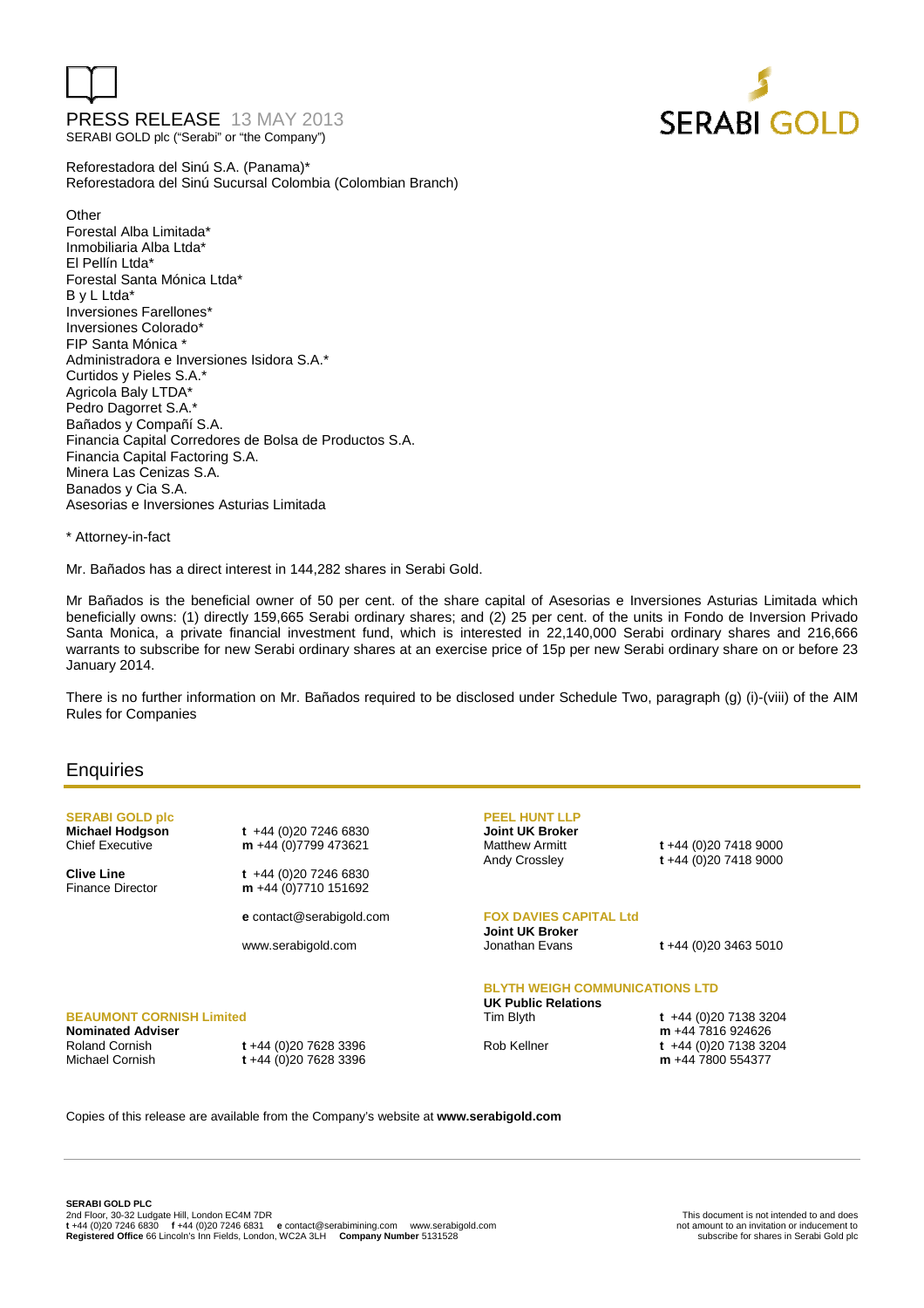Reforestadora del Sinú S.A. (Panama)*
Reforestadora del Sinú Sucursal Colombia (Colombian Branch)

Other
Forestal Alba Limitada*
Inmobiliaria Alba Ltda*
El Pellín Ltda*
Forestal Santa Mónica Ltda*
B y L Ltda*
Inversiones Farellones*
Inversiones Colorado*
FIP Santa Mónica *
Administradora e Inversiones Isidora S.A.*
Curtidos y Pieles S.A.*
Agricola Baly LTDA*
Pedro Dagorret S.A.*
Bañados y Compañí S.A.
Financia Capital Corredores de Bolsa de Productos S.A.
Financia Capital Factoring S.A.
Minera Las Cenizas S.A.
Banados y Cia S.A.
Asesorias e Inversiones Asturias Limitada

\* Attorney-in-fact

Mr. Bañados has a direct interest in 144,282 shares in Serabi Gold.

Mr Bañados is the beneficial owner of 50 per cent. of the share capital of Asesorias e Inversiones Asturias Limitada which beneficially owns: (1) directly 159,665 Serabi ordinary shares; and (2) 25 per cent. of the units in Fondo de Inversion Privado Santa Monica, a private financial investment fund, which is interested in 22,140,000 Serabi ordinary shares and 216,666 warrants to subscribe for new Serabi ordinary shares at an exercise price of 15p per new Serabi ordinary share on or before 23 January 2014.

There is no further information on Mr. Bañados required to be disclosed under Schedule Two, paragraph (g) (i)-(viii) of the AIM Rules for Companies

## Enquiries

**SERABI GOLD plc**
**Michael Hodgson** — Chief Executive
t +44 (0)20 7246 6830
m +44 (0)7799 473621

**Clive Line** — Finance Director
t +44 (0)20 7246 6830
m +44 (0)7710 151692

e contact@serabigold.com

www.serabigold.com

**BEAUMONT CORNISH Limited**
**Nominated Adviser**
Roland Cornish — t +44 (0)20 7628 3396
Michael Cornish — t +44 (0)20 7628 3396

**PEEL HUNT LLP**
**Joint UK Broker**
Matthew Armitt — t +44 (0)20 7418 9000
Andy Crossley — t +44 (0)20 7418 9000

**FOX DAVIES CAPITAL Ltd**
**Joint UK Broker**
Jonathan Evans — t +44 (0)20 3463 5010

**BLYTH WEIGH COMMUNICATIONS LTD**
**UK Public Relations**
Tim Blyth — t +44 (0)20 7138 3204, m +44 7816 924626
Rob Kellner — t +44 (0)20 7138 3204, m +44 7800 554377

Copies of this release are available from the Company's website at **www.serabigold.com**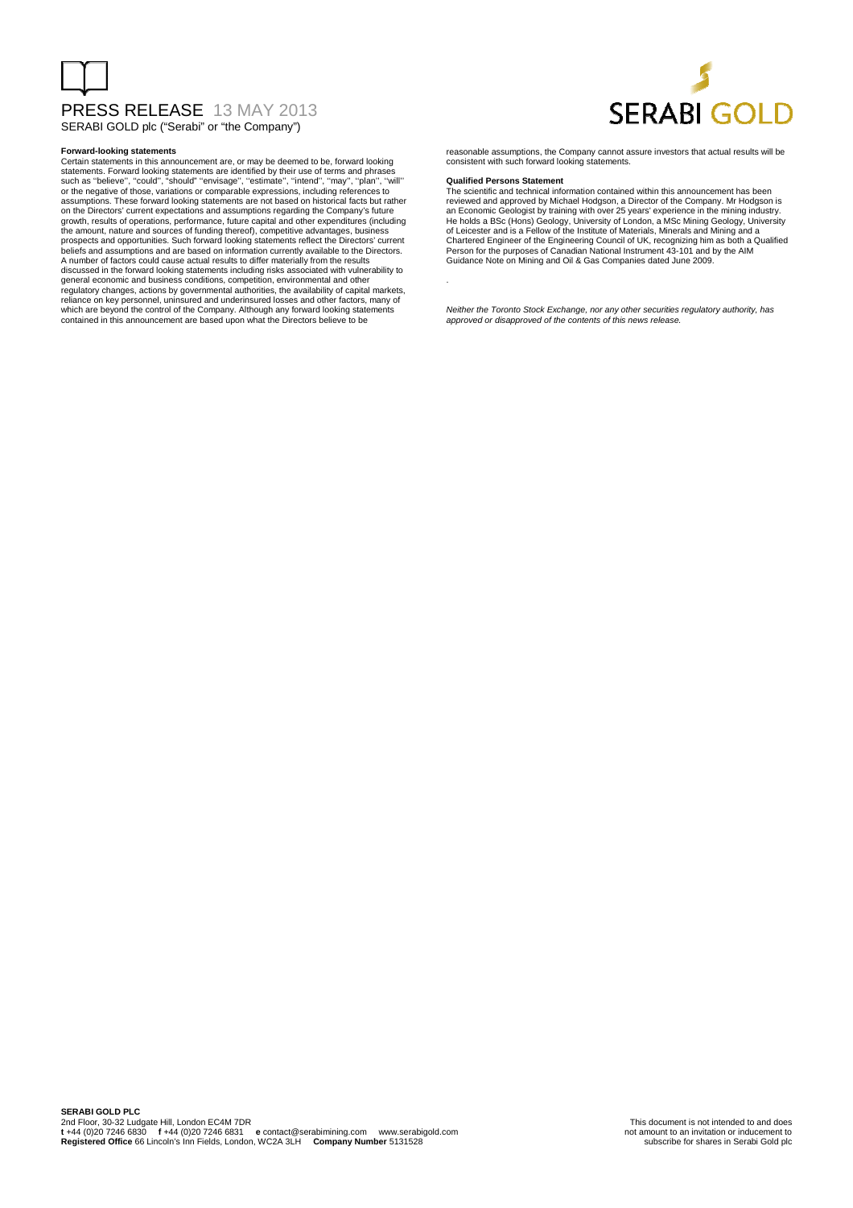**Forward-looking statements**

Certain statements in this announcement are, or may be deemed to be, forward looking statements. Forward looking statements are identified by their use of terms and phrases such as ''believe'', ''could'', "should" ''envisage'', ''estimate'', ''intend'', ''may'', ''plan'', ''will'' or the negative of those, variations or comparable expressions, including references to assumptions. These forward looking statements are not based on historical facts but rather on the Directors' current expectations and assumptions regarding the Company's future growth, results of operations, performance, future capital and other expenditures (including the amount, nature and sources of funding thereof), competitive advantages, business prospects and opportunities. Such forward looking statements reflect the Directors' current beliefs and assumptions and are based on information currently available to the Directors. A number of factors could cause actual results to differ materially from the results discussed in the forward looking statements including risks associated with vulnerability to general economic and business conditions, competition, environmental and other regulatory changes, actions by governmental authorities, the availability of capital markets, reliance on key personnel, uninsured and underinsured losses and other factors, many of which are beyond the control of the Company. Although any forward looking statements contained in this announcement are based upon what the Directors believe to be reasonable assumptions, the Company cannot assure investors that actual results will be consistent with such forward looking statements.

**Qualified Persons Statement**

The scientific and technical information contained within this announcement has been reviewed and approved by Michael Hodgson, a Director of the Company. Mr Hodgson is an Economic Geologist by training with over 25 years' experience in the mining industry. He holds a BSc (Hons) Geology, University of London, a MSc Mining Geology, University of Leicester and is a Fellow of the Institute of Materials, Minerals and Mining and a Chartered Engineer of the Engineering Council of UK, recognizing him as both a Qualified Person for the purposes of Canadian National Instrument 43-101 and by the AIM Guidance Note on Mining and Oil & Gas Companies dated June 2009.

*Neither the Toronto Stock Exchange, nor any other securities regulatory authority, has approved or disapproved of the contents of this news release.*